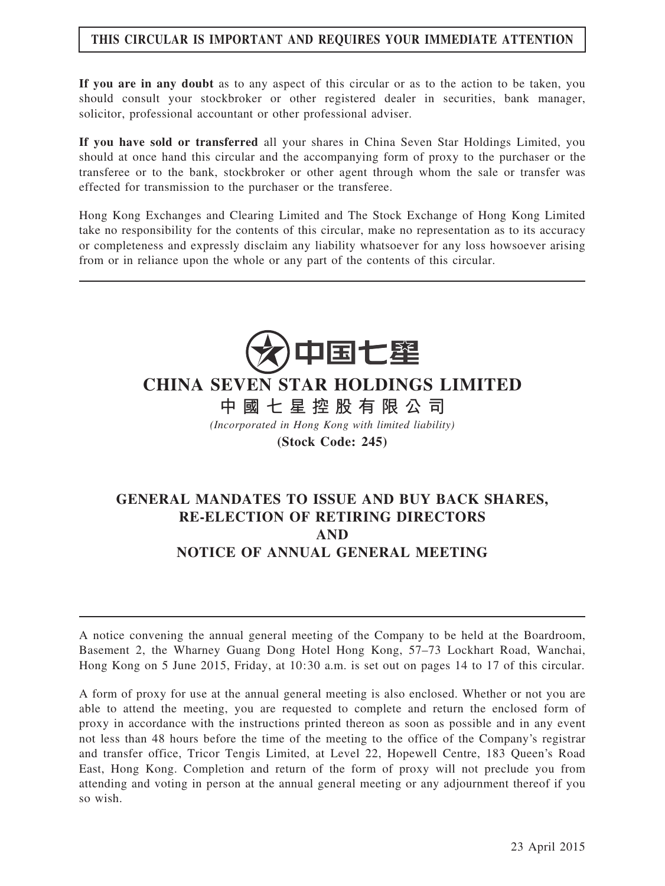**THIS CIRCULAR IS IMPORTANT AND REQUIRES YOUR IMMEDIATE ATTENTION**

**If you are in any doubt** as to any aspect of this circular or as to the action to be taken, you should consult your stockbroker or other registered dealer in securities, bank manager, solicitor, professional accountant or other professional adviser.

**If you have sold or transferred** all your shares in China Seven Star Holdings Limited, you should at once hand this circular and the accompanying form of proxy to the purchaser or the transferee or to the bank, stockbroker or other agent through whom the sale or transfer was effected for transmission to the purchaser or the transferee.

Hong Kong Exchanges and Clearing Limited and The Stock Exchange of Hong Kong Limited take no responsibility for the contents of this circular, make no representation as to its accuracy or completeness and expressly disclaim any liability whatsoever for any loss howsoever arising from or in reliance upon the whole or any part of the contents of this circular.

中国七星

# CHINA SEVEN STAR HOLDINGS LIMITED

# 中國七星控股有限公司

*(Incorporated in Hong Kong with limited liability)*

**(Stock Code: 245)**

# GENERAL MANDATES TO ISSUE AND BUY BACK SHARES, RE-ELECTION OF RETIRING DIRECTORS AND NOTICE OF ANNUAL GENERAL MEETING

A notice convening the annual general meeting of the Company to be held at the Boardroom, Basement 2, the Wharney Guang Dong Hotel Hong Kong, 57–73 Lockhart Road, Wanchai, Hong Kong on 5 June 2015, Friday, at 10:30 a.m. is set out on pages 14 to 17 of this circular.

A form of proxy for use at the annual general meeting is also enclosed. Whether or not you are able to attend the meeting, you are requested to complete and return the enclosed form of proxy in accordance with the instructions printed thereon as soon as possible and in any event not less than 48 hours before the time of the meeting to the office of the Company's registrar and transfer office, Tricor Tengis Limited, at Level 22, Hopewell Centre, 183 Queen's Road East, Hong Kong. Completion and return of the form of proxy will not preclude you from attending and voting in person at the annual general meeting or any adjournment thereof if you so wish.

23 April 2015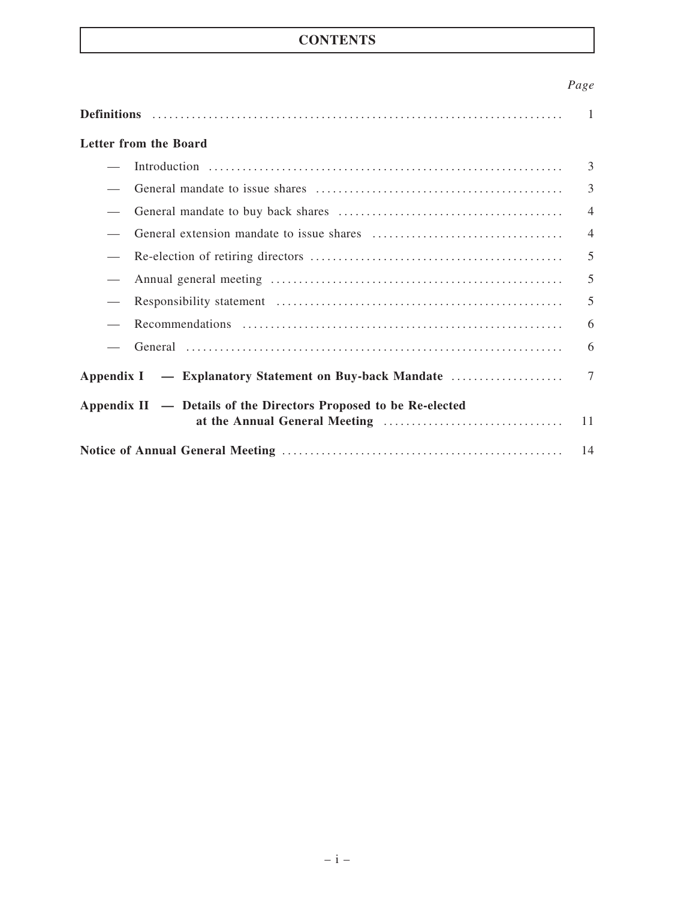# CONTENTS

| | Page |
|---|---|
| **Definitions** | 1 |
| **Letter from the Board** | |
| — Introduction | 3 |
| — General mandate to issue shares | 3 |
| — General mandate to buy back shares | 4 |
| — General extension mandate to issue shares | 4 |
| — Re-election of retiring directors | 5 |
| — Annual general meeting | 5 |
| — Responsibility statement | 5 |
| — Recommendations | 6 |
| — General | 6 |
| **Appendix I — Explanatory Statement on Buy-back Mandate** | 7 |
| **Appendix II — Details of the Directors Proposed to be Re-elected at the Annual General Meeting** | 11 |
| **Notice of Annual General Meeting** | 14 |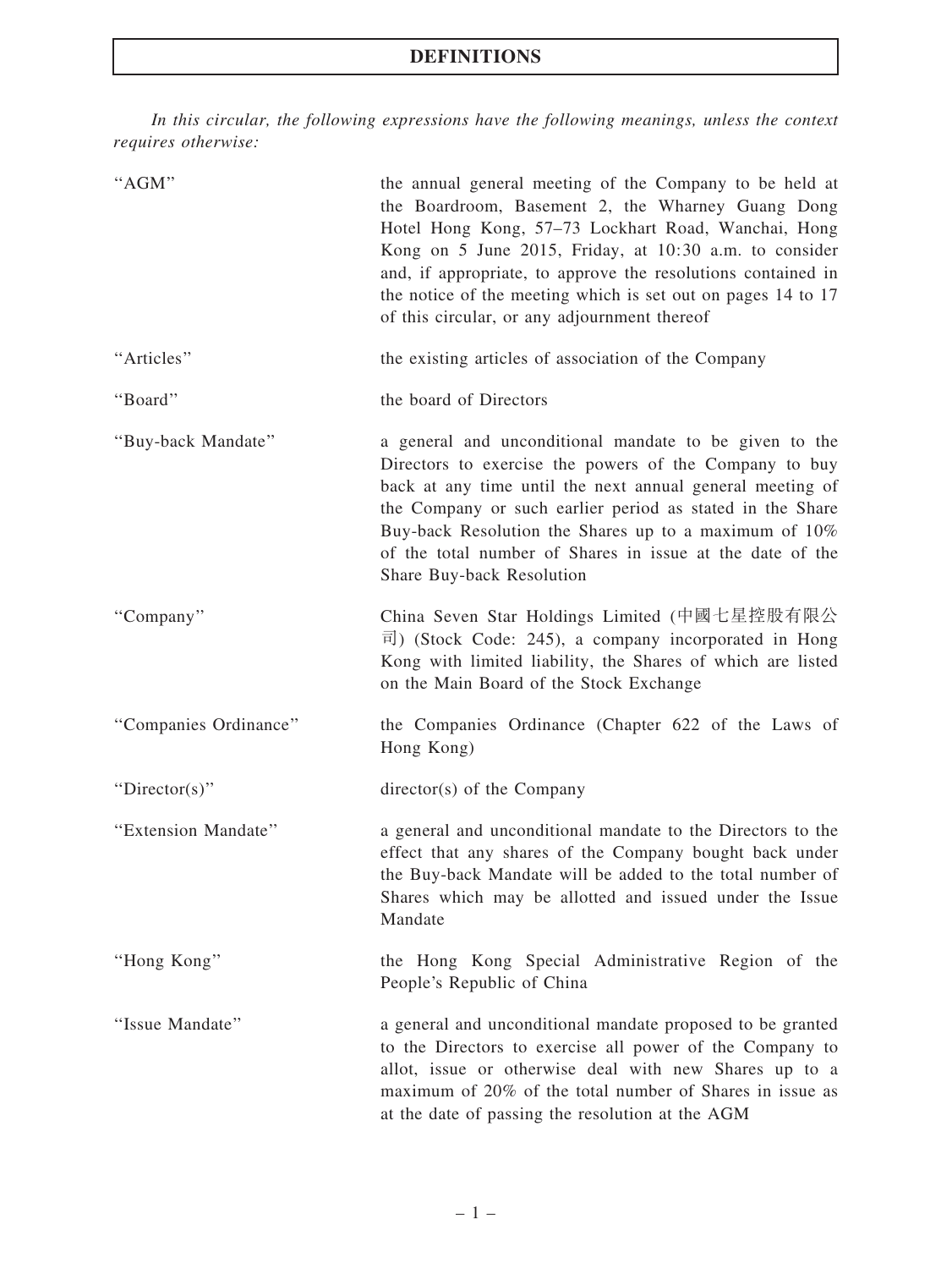# DEFINITIONS

*In this circular, the following expressions have the following meanings, unless the context requires otherwise:*

| | |
|---|---|
| "AGM" | the annual general meeting of the Company to be held at the Boardroom, Basement 2, the Wharney Guang Dong Hotel Hong Kong, 57–73 Lockhart Road, Wanchai, Hong Kong on 5 June 2015, Friday, at 10:30 a.m. to consider and, if appropriate, to approve the resolutions contained in the notice of the meeting which is set out on pages 14 to 17 of this circular, or any adjournment thereof |
| "Articles" | the existing articles of association of the Company |
| "Board" | the board of Directors |
| "Buy-back Mandate" | a general and unconditional mandate to be given to the Directors to exercise the powers of the Company to buy back at any time until the next annual general meeting of the Company or such earlier period as stated in the Share Buy-back Resolution the Shares up to a maximum of 10% of the total number of Shares in issue at the date of the Share Buy-back Resolution |
| "Company" | China Seven Star Holdings Limited (中國七星控股有限公司) (Stock Code: 245), a company incorporated in Hong Kong with limited liability, the Shares of which are listed on the Main Board of the Stock Exchange |
| "Companies Ordinance" | the Companies Ordinance (Chapter 622 of the Laws of Hong Kong) |
| "Director(s)" | director(s) of the Company |
| "Extension Mandate" | a general and unconditional mandate to the Directors to the effect that any shares of the Company bought back under the Buy-back Mandate will be added to the total number of Shares which may be allotted and issued under the Issue Mandate |
| "Hong Kong" | the Hong Kong Special Administrative Region of the People's Republic of China |
| "Issue Mandate" | a general and unconditional mandate proposed to be granted to the Directors to exercise all power of the Company to allot, issue or otherwise deal with new Shares up to a maximum of 20% of the total number of Shares in issue as at the date of passing the resolution at the AGM |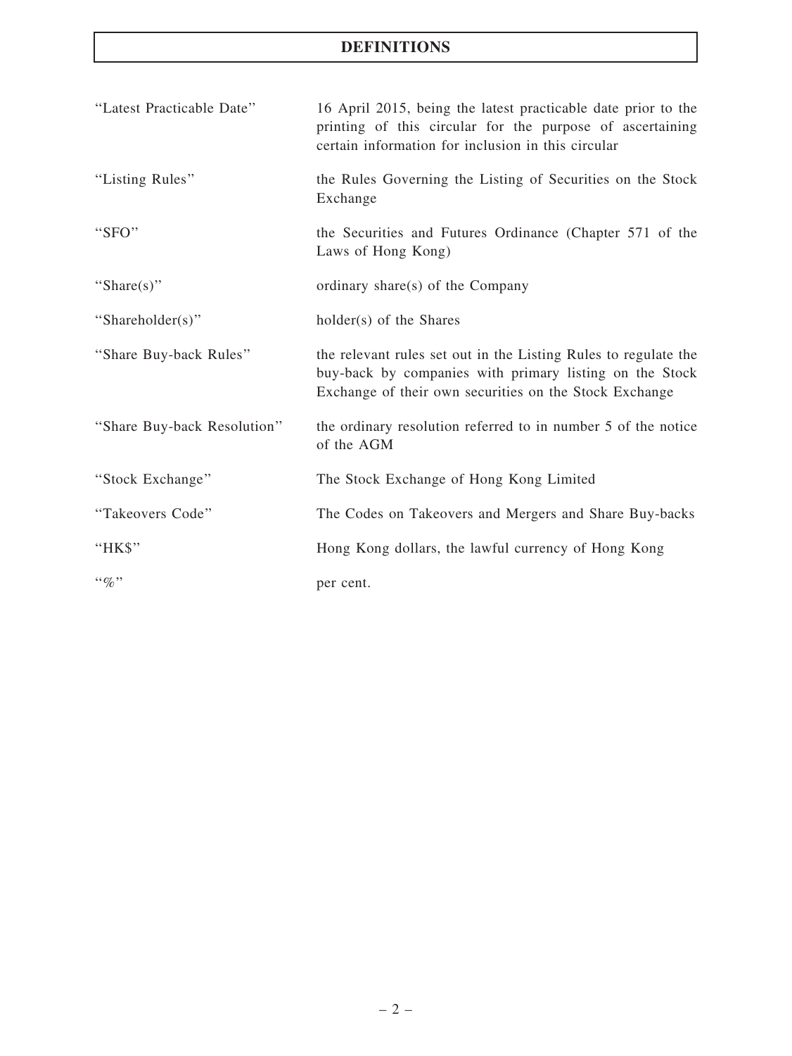# DEFINITIONS

| | |
|---|---|
| "Latest Practicable Date" | 16 April 2015, being the latest practicable date prior to the printing of this circular for the purpose of ascertaining certain information for inclusion in this circular |
| "Listing Rules" | the Rules Governing the Listing of Securities on the Stock Exchange |
| "SFO" | the Securities and Futures Ordinance (Chapter 571 of the Laws of Hong Kong) |
| "Share(s)" | ordinary share(s) of the Company |
| "Shareholder(s)" | holder(s) of the Shares |
| "Share Buy-back Rules" | the relevant rules set out in the Listing Rules to regulate the buy-back by companies with primary listing on the Stock Exchange of their own securities on the Stock Exchange |
| "Share Buy-back Resolution" | the ordinary resolution referred to in number 5 of the notice of the AGM |
| "Stock Exchange" | The Stock Exchange of Hong Kong Limited |
| "Takeovers Code" | The Codes on Takeovers and Mergers and Share Buy-backs |
| "HK$" | Hong Kong dollars, the lawful currency of Hong Kong |
| "%" | per cent. |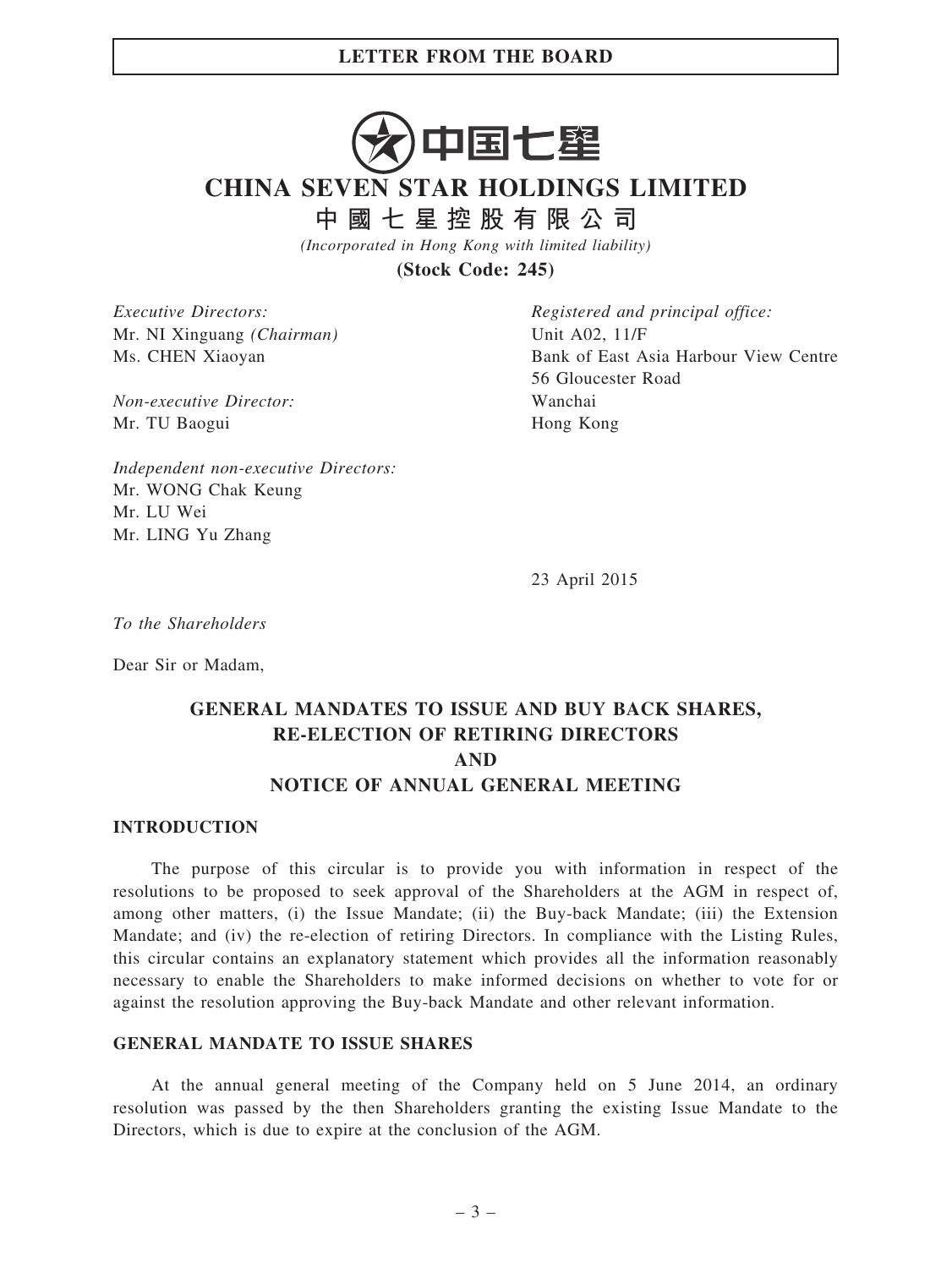# CHINA SEVEN STAR HOLDINGS LIMITED

# 中國七星控股有限公司

*(Incorporated in Hong Kong with limited liability)*

**(Stock Code: 245)**

*Executive Directors:*
Mr. NI Xinguang *(Chairman)*
Ms. CHEN Xiaoyan

*Non-executive Director:*
Mr. TU Baogui

*Independent non-executive Directors:*
Mr. WONG Chak Keung
Mr. LU Wei
Mr. LING Yu Zhang

*Registered and principal office:*
Unit A02, 11/F
Bank of East Asia Harbour View Centre
56 Gloucester Road
Wanchai
Hong Kong

23 April 2015

*To the Shareholders*

Dear Sir or Madam,

## GENERAL MANDATES TO ISSUE AND BUY BACK SHARES, RE-ELECTION OF RETIRING DIRECTORS AND NOTICE OF ANNUAL GENERAL MEETING

### INTRODUCTION

The purpose of this circular is to provide you with information in respect of the resolutions to be proposed to seek approval of the Shareholders at the AGM in respect of, among other matters, (i) the Issue Mandate; (ii) the Buy-back Mandate; (iii) the Extension Mandate; and (iv) the re-election of retiring Directors. In compliance with the Listing Rules, this circular contains an explanatory statement which provides all the information reasonably necessary to enable the Shareholders to make informed decisions on whether to vote for or against the resolution approving the Buy-back Mandate and other relevant information.

### GENERAL MANDATE TO ISSUE SHARES

At the annual general meeting of the Company held on 5 June 2014, an ordinary resolution was passed by the then Shareholders granting the existing Issue Mandate to the Directors, which is due to expire at the conclusion of the AGM.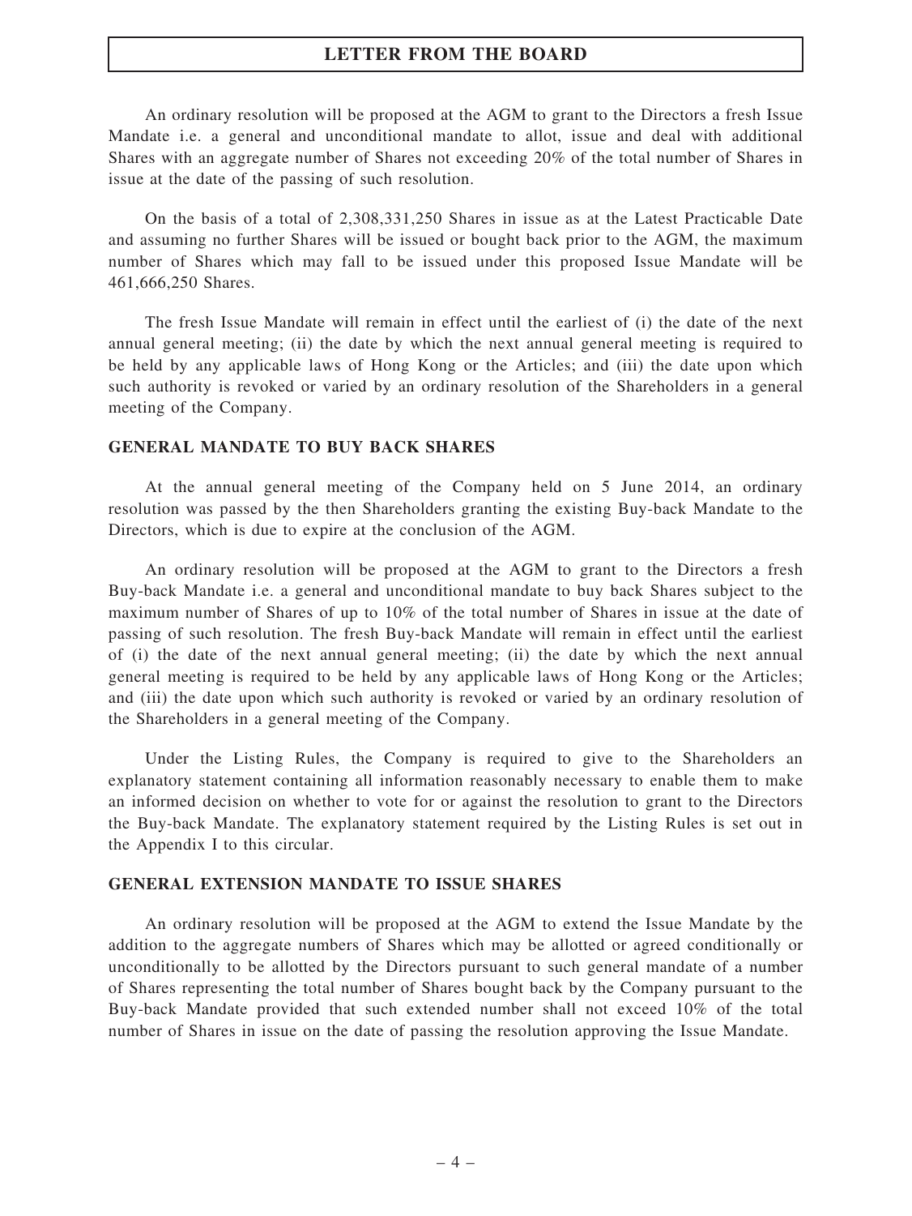An ordinary resolution will be proposed at the AGM to grant to the Directors a fresh Issue Mandate i.e. a general and unconditional mandate to allot, issue and deal with additional Shares with an aggregate number of Shares not exceeding 20% of the total number of Shares in issue at the date of the passing of such resolution.

On the basis of a total of 2,308,331,250 Shares in issue as at the Latest Practicable Date and assuming no further Shares will be issued or bought back prior to the AGM, the maximum number of Shares which may fall to be issued under this proposed Issue Mandate will be 461,666,250 Shares.

The fresh Issue Mandate will remain in effect until the earliest of (i) the date of the next annual general meeting; (ii) the date by which the next annual general meeting is required to be held by any applicable laws of Hong Kong or the Articles; and (iii) the date upon which such authority is revoked or varied by an ordinary resolution of the Shareholders in a general meeting of the Company.

## GENERAL MANDATE TO BUY BACK SHARES

At the annual general meeting of the Company held on 5 June 2014, an ordinary resolution was passed by the then Shareholders granting the existing Buy-back Mandate to the Directors, which is due to expire at the conclusion of the AGM.

An ordinary resolution will be proposed at the AGM to grant to the Directors a fresh Buy-back Mandate i.e. a general and unconditional mandate to buy back Shares subject to the maximum number of Shares of up to 10% of the total number of Shares in issue at the date of passing of such resolution. The fresh Buy-back Mandate will remain in effect until the earliest of (i) the date of the next annual general meeting; (ii) the date by which the next annual general meeting is required to be held by any applicable laws of Hong Kong or the Articles; and (iii) the date upon which such authority is revoked or varied by an ordinary resolution of the Shareholders in a general meeting of the Company.

Under the Listing Rules, the Company is required to give to the Shareholders an explanatory statement containing all information reasonably necessary to enable them to make an informed decision on whether to vote for or against the resolution to grant to the Directors the Buy-back Mandate. The explanatory statement required by the Listing Rules is set out in the Appendix I to this circular.

## GENERAL EXTENSION MANDATE TO ISSUE SHARES

An ordinary resolution will be proposed at the AGM to extend the Issue Mandate by the addition to the aggregate numbers of Shares which may be allotted or agreed conditionally or unconditionally to be allotted by the Directors pursuant to such general mandate of a number of Shares representing the total number of Shares bought back by the Company pursuant to the Buy-back Mandate provided that such extended number shall not exceed 10% of the total number of Shares in issue on the date of passing the resolution approving the Issue Mandate.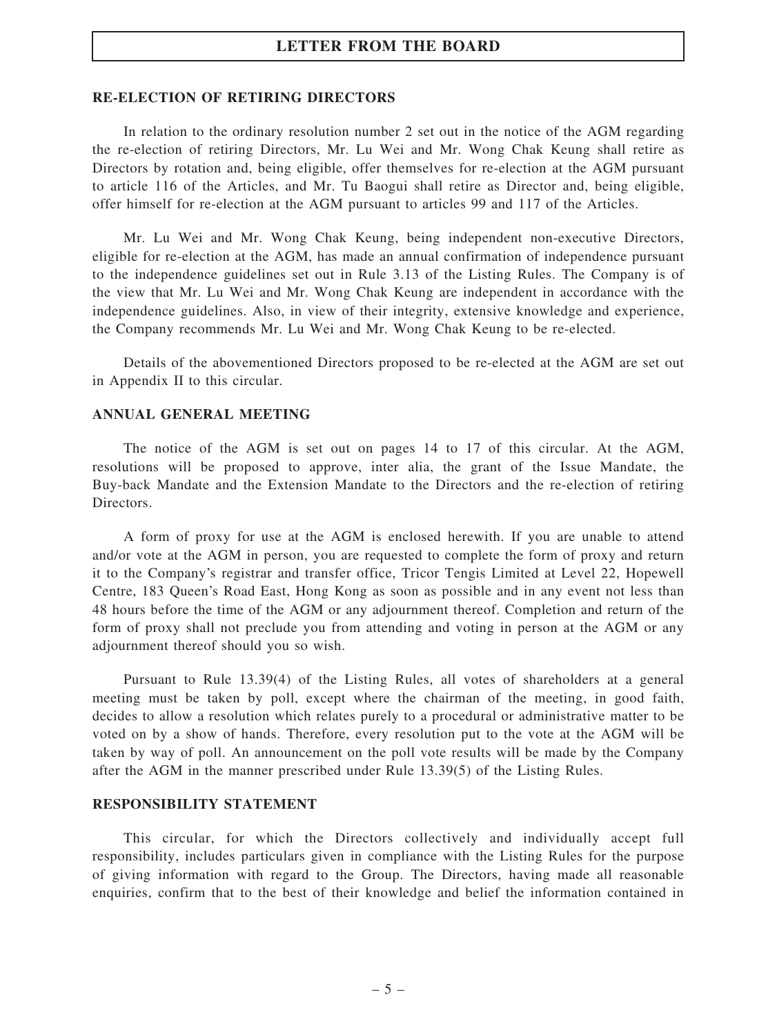### RE-ELECTION OF RETIRING DIRECTORS

In relation to the ordinary resolution number 2 set out in the notice of the AGM regarding the re-election of retiring Directors, Mr. Lu Wei and Mr. Wong Chak Keung shall retire as Directors by rotation and, being eligible, offer themselves for re-election at the AGM pursuant to article 116 of the Articles, and Mr. Tu Baogui shall retire as Director and, being eligible, offer himself for re-election at the AGM pursuant to articles 99 and 117 of the Articles.

Mr. Lu Wei and Mr. Wong Chak Keung, being independent non-executive Directors, eligible for re-election at the AGM, has made an annual confirmation of independence pursuant to the independence guidelines set out in Rule 3.13 of the Listing Rules. The Company is of the view that Mr. Lu Wei and Mr. Wong Chak Keung are independent in accordance with the independence guidelines. Also, in view of their integrity, extensive knowledge and experience, the Company recommends Mr. Lu Wei and Mr. Wong Chak Keung to be re-elected.

Details of the abovementioned Directors proposed to be re-elected at the AGM are set out in Appendix II to this circular.

### ANNUAL GENERAL MEETING

The notice of the AGM is set out on pages 14 to 17 of this circular. At the AGM, resolutions will be proposed to approve, inter alia, the grant of the Issue Mandate, the Buy-back Mandate and the Extension Mandate to the Directors and the re-election of retiring Directors.

A form of proxy for use at the AGM is enclosed herewith. If you are unable to attend and/or vote at the AGM in person, you are requested to complete the form of proxy and return it to the Company's registrar and transfer office, Tricor Tengis Limited at Level 22, Hopewell Centre, 183 Queen's Road East, Hong Kong as soon as possible and in any event not less than 48 hours before the time of the AGM or any adjournment thereof. Completion and return of the form of proxy shall not preclude you from attending and voting in person at the AGM or any adjournment thereof should you so wish.

Pursuant to Rule 13.39(4) of the Listing Rules, all votes of shareholders at a general meeting must be taken by poll, except where the chairman of the meeting, in good faith, decides to allow a resolution which relates purely to a procedural or administrative matter to be voted on by a show of hands. Therefore, every resolution put to the vote at the AGM will be taken by way of poll. An announcement on the poll vote results will be made by the Company after the AGM in the manner prescribed under Rule 13.39(5) of the Listing Rules.

### RESPONSIBILITY STATEMENT

This circular, for which the Directors collectively and individually accept full responsibility, includes particulars given in compliance with the Listing Rules for the purpose of giving information with regard to the Group. The Directors, having made all reasonable enquiries, confirm that to the best of their knowledge and belief the information contained in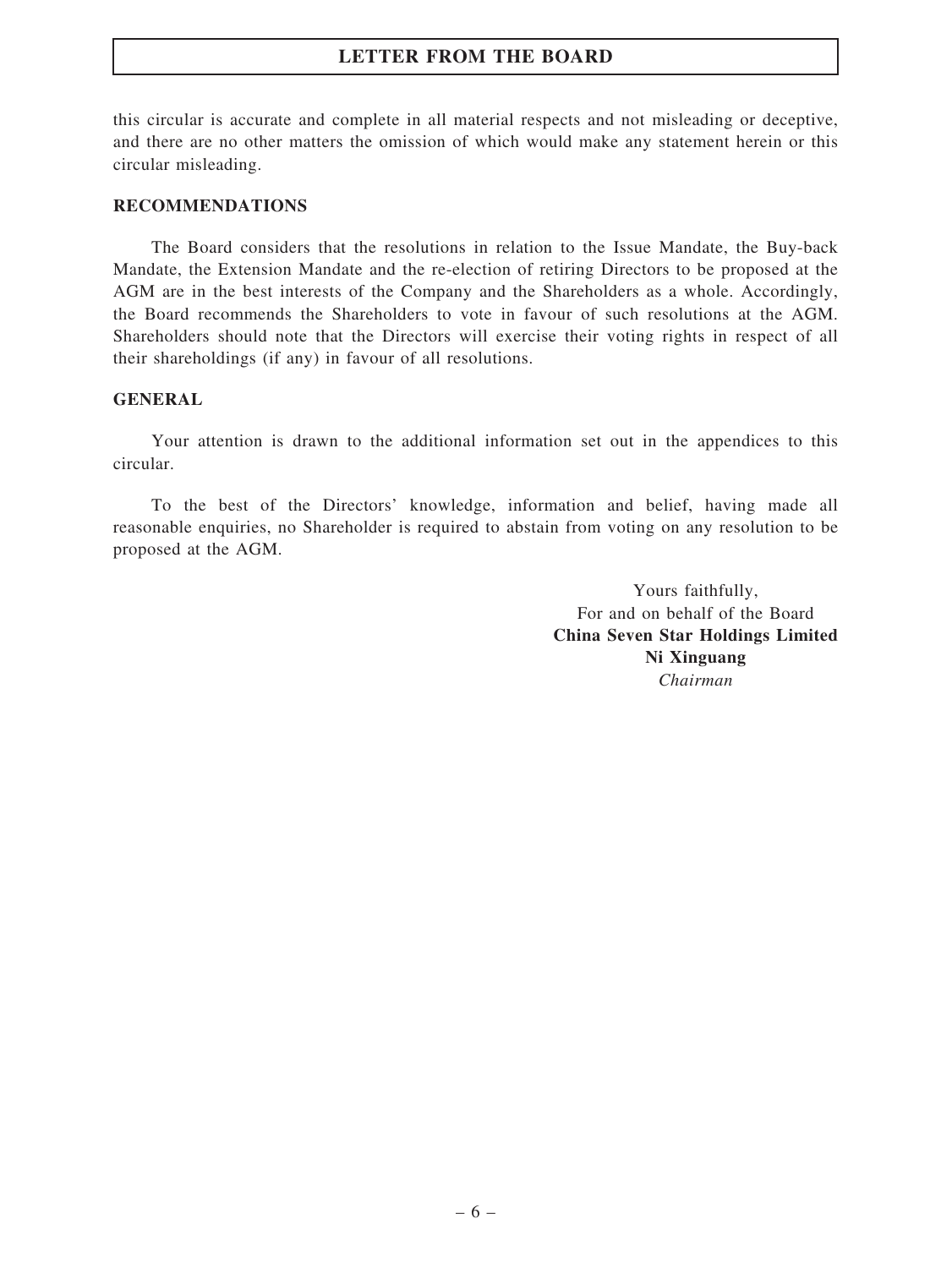this circular is accurate and complete in all material respects and not misleading or deceptive, and there are no other matters the omission of which would make any statement herein or this circular misleading.

## RECOMMENDATIONS

The Board considers that the resolutions in relation to the Issue Mandate, the Buy-back Mandate, the Extension Mandate and the re-election of retiring Directors to be proposed at the AGM are in the best interests of the Company and the Shareholders as a whole. Accordingly, the Board recommends the Shareholders to vote in favour of such resolutions at the AGM. Shareholders should note that the Directors will exercise their voting rights in respect of all their shareholdings (if any) in favour of all resolutions.

## GENERAL

Your attention is drawn to the additional information set out in the appendices to this circular.

To the best of the Directors' knowledge, information and belief, having made all reasonable enquiries, no Shareholder is required to abstain from voting on any resolution to be proposed at the AGM.

Yours faithfully,
For and on behalf of the Board
**China Seven Star Holdings Limited**
**Ni Xinguang**
*Chairman*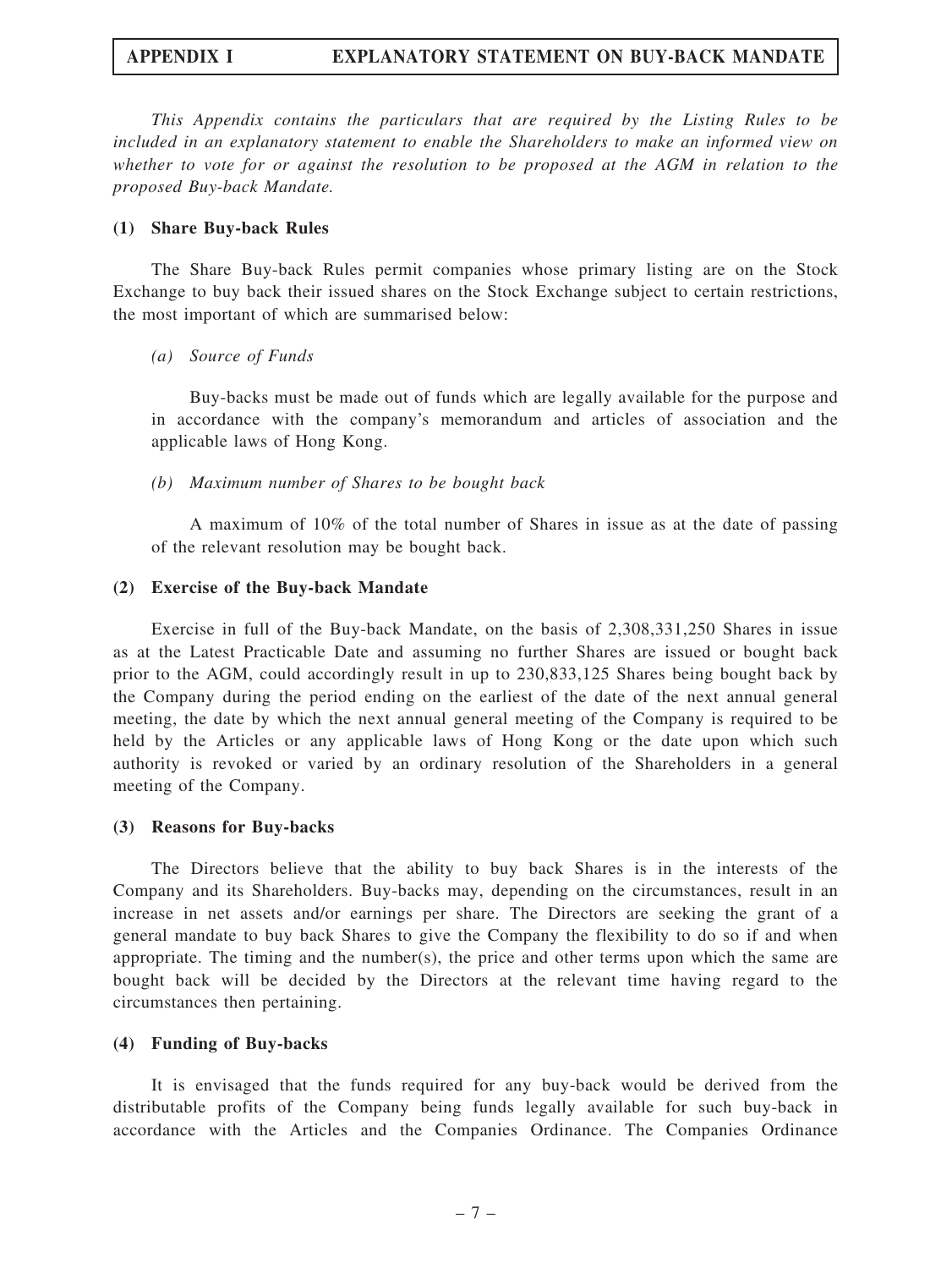This Appendix contains the particulars that are required by the Listing Rules to be included in an explanatory statement to enable the Shareholders to make an informed view on whether to vote for or against the resolution to be proposed at the AGM in relation to the proposed Buy-back Mandate.

**(1) Share Buy-back Rules**

The Share Buy-back Rules permit companies whose primary listing are on the Stock Exchange to buy back their issued shares on the Stock Exchange subject to certain restrictions, the most important of which are summarised below:

*(a) Source of Funds*

Buy-backs must be made out of funds which are legally available for the purpose and in accordance with the company's memorandum and articles of association and the applicable laws of Hong Kong.

*(b) Maximum number of Shares to be bought back*

A maximum of 10% of the total number of Shares in issue as at the date of passing of the relevant resolution may be bought back.

**(2) Exercise of the Buy-back Mandate**

Exercise in full of the Buy-back Mandate, on the basis of 2,308,331,250 Shares in issue as at the Latest Practicable Date and assuming no further Shares are issued or bought back prior to the AGM, could accordingly result in up to 230,833,125 Shares being bought back by the Company during the period ending on the earliest of the date of the next annual general meeting, the date by which the next annual general meeting of the Company is required to be held by the Articles or any applicable laws of Hong Kong or the date upon which such authority is revoked or varied by an ordinary resolution of the Shareholders in a general meeting of the Company.

**(3) Reasons for Buy-backs**

The Directors believe that the ability to buy back Shares is in the interests of the Company and its Shareholders. Buy-backs may, depending on the circumstances, result in an increase in net assets and/or earnings per share. The Directors are seeking the grant of a general mandate to buy back Shares to give the Company the flexibility to do so if and when appropriate. The timing and the number(s), the price and other terms upon which the same are bought back will be decided by the Directors at the relevant time having regard to the circumstances then pertaining.

**(4) Funding of Buy-backs**

It is envisaged that the funds required for any buy-back would be derived from the distributable profits of the Company being funds legally available for such buy-back in accordance with the Articles and the Companies Ordinance. The Companies Ordinance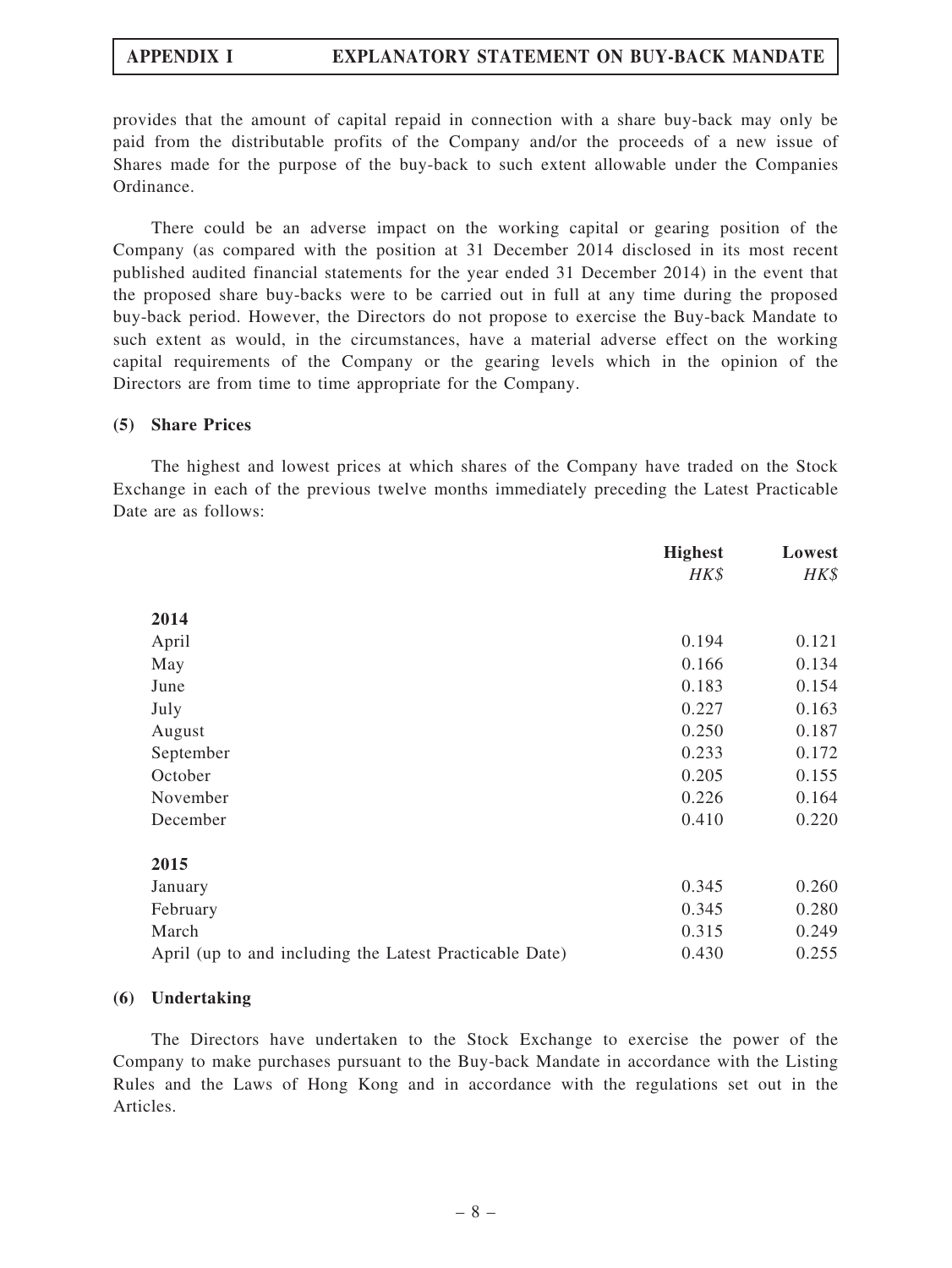provides that the amount of capital repaid in connection with a share buy-back may only be paid from the distributable profits of the Company and/or the proceeds of a new issue of Shares made for the purpose of the buy-back to such extent allowable under the Companies Ordinance.

There could be an adverse impact on the working capital or gearing position of the Company (as compared with the position at 31 December 2014 disclosed in its most recent published audited financial statements for the year ended 31 December 2014) in the event that the proposed share buy-backs were to be carried out in full at any time during the proposed buy-back period. However, the Directors do not propose to exercise the Buy-back Mandate to such extent as would, in the circumstances, have a material adverse effect on the working capital requirements of the Company or the gearing levels which in the opinion of the Directors are from time to time appropriate for the Company.

**(5) Share Prices**

The highest and lowest prices at which shares of the Company have traded on the Stock Exchange in each of the previous twelve months immediately preceding the Latest Practicable Date are as follows:

| | **Highest** *HK$* | **Lowest** *HK$* |
|---|---|---|
| **2014** | | |
| April | 0.194 | 0.121 |
| May | 0.166 | 0.134 |
| June | 0.183 | 0.154 |
| July | 0.227 | 0.163 |
| August | 0.250 | 0.187 |
| September | 0.233 | 0.172 |
| October | 0.205 | 0.155 |
| November | 0.226 | 0.164 |
| December | 0.410 | 0.220 |
| **2015** | | |
| January | 0.345 | 0.260 |
| February | 0.345 | 0.280 |
| March | 0.315 | 0.249 |
| April (up to and including the Latest Practicable Date) | 0.430 | 0.255 |

**(6) Undertaking**

The Directors have undertaken to the Stock Exchange to exercise the power of the Company to make purchases pursuant to the Buy-back Mandate in accordance with the Listing Rules and the Laws of Hong Kong and in accordance with the regulations set out in the Articles.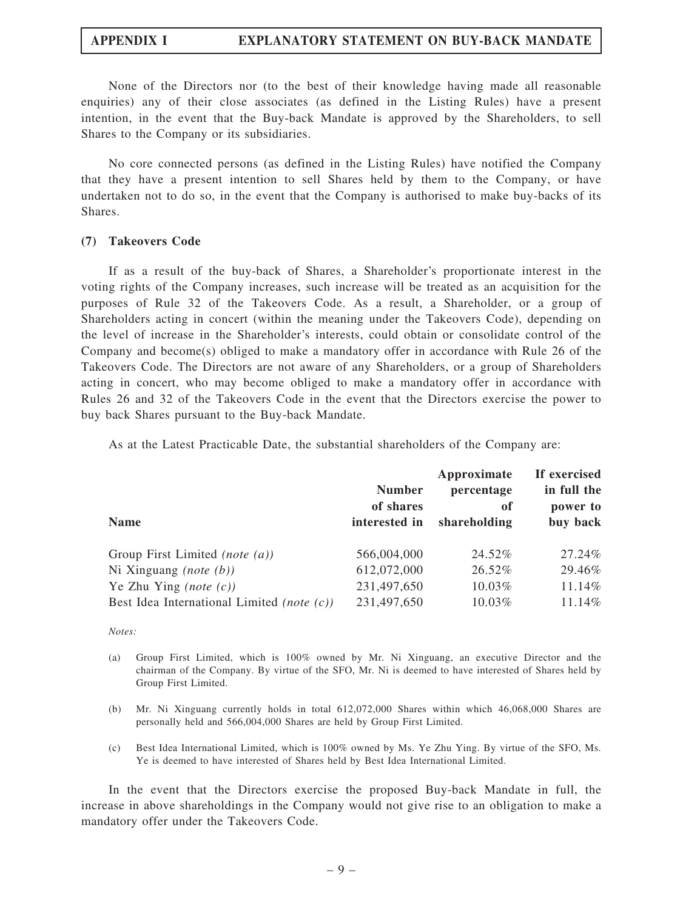None of the Directors nor (to the best of their knowledge having made all reasonable enquiries) any of their close associates (as defined in the Listing Rules) have a present intention, in the event that the Buy-back Mandate is approved by the Shareholders, to sell Shares to the Company or its subsidiaries.

No core connected persons (as defined in the Listing Rules) have notified the Company that they have a present intention to sell Shares held by them to the Company, or have undertaken not to do so, in the event that the Company is authorised to make buy-backs of its Shares.

### (7) Takeovers Code

If as a result of the buy-back of Shares, a Shareholder's proportionate interest in the voting rights of the Company increases, such increase will be treated as an acquisition for the purposes of Rule 32 of the Takeovers Code. As a result, a Shareholder, or a group of Shareholders acting in concert (within the meaning under the Takeovers Code), depending on the level of increase in the Shareholder's interests, could obtain or consolidate control of the Company and become(s) obliged to make a mandatory offer in accordance with Rule 26 of the Takeovers Code. The Directors are not aware of any Shareholders, or a group of Shareholders acting in concert, who may become obliged to make a mandatory offer in accordance with Rules 26 and 32 of the Takeovers Code in the event that the Directors exercise the power to buy back Shares pursuant to the Buy-back Mandate.

As at the Latest Practicable Date, the substantial shareholders of the Company are:

| Name | Number of shares interested in | Approximate percentage of shareholding | If exercised in full the power to buy back |
|---|---|---|---|
| Group First Limited *(note (a))* | 566,004,000 | 24.52% | 27.24% |
| Ni Xinguang *(note (b))* | 612,072,000 | 26.52% | 29.46% |
| Ye Zhu Ying *(note (c))* | 231,497,650 | 10.03% | 11.14% |
| Best Idea International Limited *(note (c))* | 231,497,650 | 10.03% | 11.14% |

*Notes:*

(a) Group First Limited, which is 100% owned by Mr. Ni Xinguang, an executive Director and the chairman of the Company. By virtue of the SFO, Mr. Ni is deemed to have interested of Shares held by Group First Limited.

(b) Mr. Ni Xinguang currently holds in total 612,072,000 Shares within which 46,068,000 Shares are personally held and 566,004,000 Shares are held by Group First Limited.

(c) Best Idea International Limited, which is 100% owned by Ms. Ye Zhu Ying. By virtue of the SFO, Ms. Ye is deemed to have interested of Shares held by Best Idea International Limited.

In the event that the Directors exercise the proposed Buy-back Mandate in full, the increase in above shareholdings in the Company would not give rise to an obligation to make a mandatory offer under the Takeovers Code.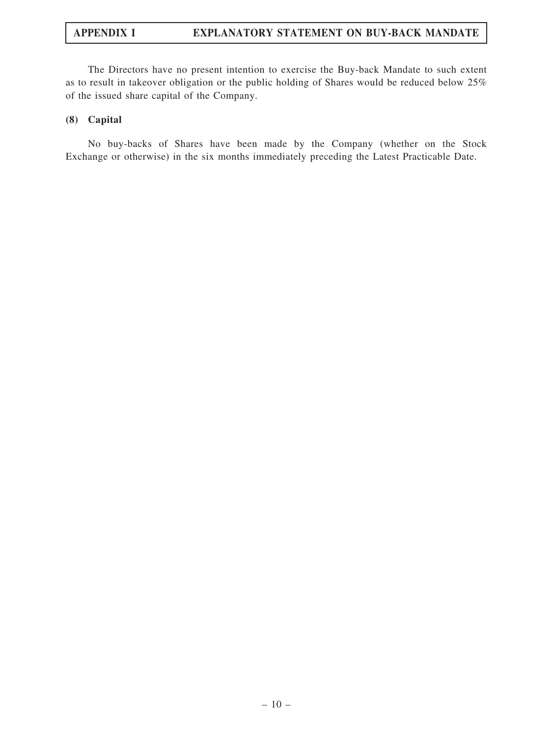The Directors have no present intention to exercise the Buy-back Mandate to such extent as to result in takeover obligation or the public holding of Shares would be reduced below 25% of the issued share capital of the Company.

**(8) Capital**

No buy-backs of Shares have been made by the Company (whether on the Stock Exchange or otherwise) in the six months immediately preceding the Latest Practicable Date.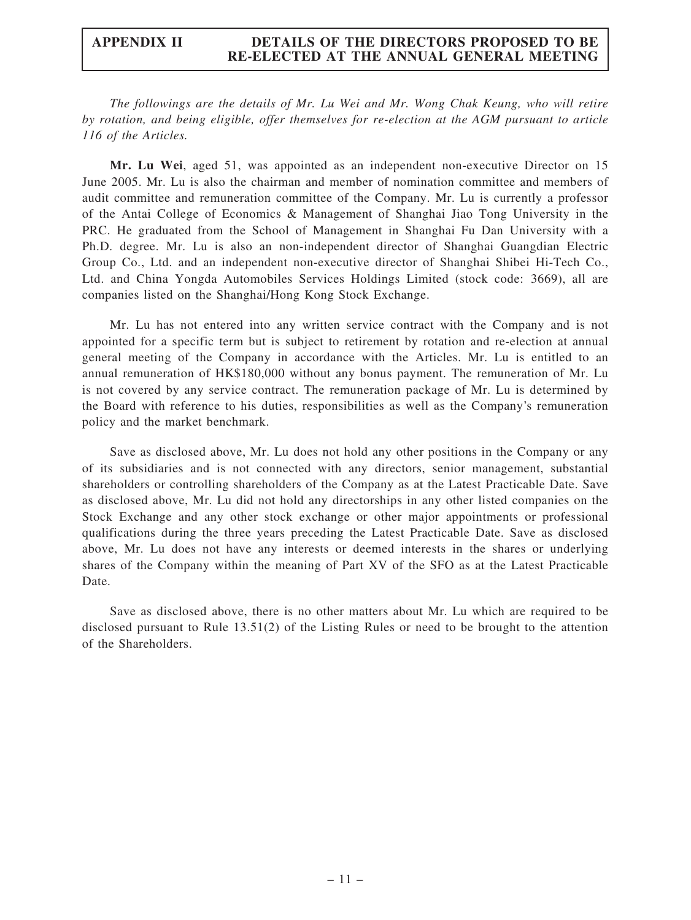*The followings are the details of Mr. Lu Wei and Mr. Wong Chak Keung, who will retire by rotation, and being eligible, offer themselves for re-election at the AGM pursuant to article 116 of the Articles.*

**Mr. Lu Wei**, aged 51, was appointed as an independent non-executive Director on 15 June 2005. Mr. Lu is also the chairman and member of nomination committee and members of audit committee and remuneration committee of the Company. Mr. Lu is currently a professor of the Antai College of Economics & Management of Shanghai Jiao Tong University in the PRC. He graduated from the School of Management in Shanghai Fu Dan University with a Ph.D. degree. Mr. Lu is also an non-independent director of Shanghai Guangdian Electric Group Co., Ltd. and an independent non-executive director of Shanghai Shibei Hi-Tech Co., Ltd. and China Yongda Automobiles Services Holdings Limited (stock code: 3669), all are companies listed on the Shanghai/Hong Kong Stock Exchange.

Mr. Lu has not entered into any written service contract with the Company and is not appointed for a specific term but is subject to retirement by rotation and re-election at annual general meeting of the Company in accordance with the Articles. Mr. Lu is entitled to an annual remuneration of HK$180,000 without any bonus payment. The remuneration of Mr. Lu is not covered by any service contract. The remuneration package of Mr. Lu is determined by the Board with reference to his duties, responsibilities as well as the Company's remuneration policy and the market benchmark.

Save as disclosed above, Mr. Lu does not hold any other positions in the Company or any of its subsidiaries and is not connected with any directors, senior management, substantial shareholders or controlling shareholders of the Company as at the Latest Practicable Date. Save as disclosed above, Mr. Lu did not hold any directorships in any other listed companies on the Stock Exchange and any other stock exchange or other major appointments or professional qualifications during the three years preceding the Latest Practicable Date. Save as disclosed above, Mr. Lu does not have any interests or deemed interests in the shares or underlying shares of the Company within the meaning of Part XV of the SFO as at the Latest Practicable Date.

Save as disclosed above, there is no other matters about Mr. Lu which are required to be disclosed pursuant to Rule 13.51(2) of the Listing Rules or need to be brought to the attention of the Shareholders.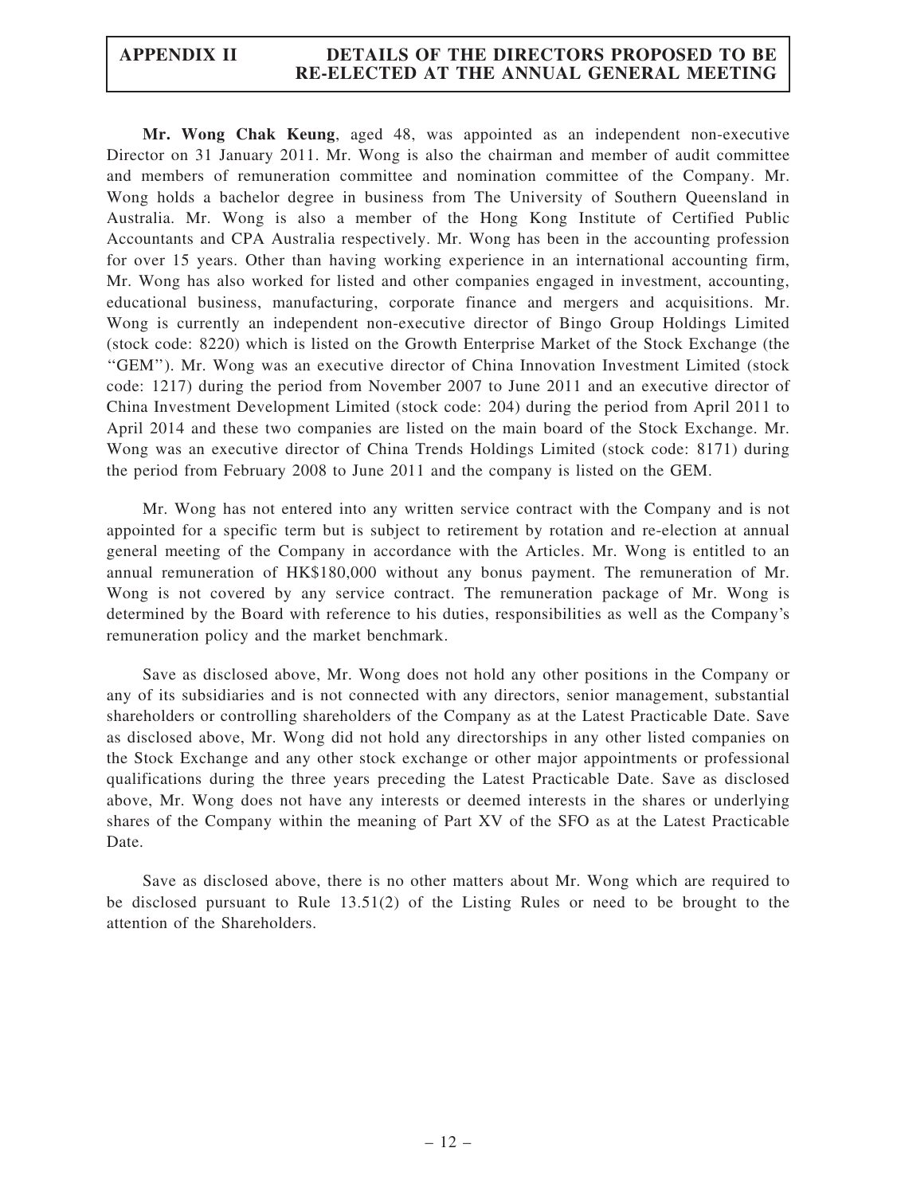**Mr. Wong Chak Keung**, aged 48, was appointed as an independent non-executive Director on 31 January 2011. Mr. Wong is also the chairman and member of audit committee and members of remuneration committee and nomination committee of the Company. Mr. Wong holds a bachelor degree in business from The University of Southern Queensland in Australia. Mr. Wong is also a member of the Hong Kong Institute of Certified Public Accountants and CPA Australia respectively. Mr. Wong has been in the accounting profession for over 15 years. Other than having working experience in an international accounting firm, Mr. Wong has also worked for listed and other companies engaged in investment, accounting, educational business, manufacturing, corporate finance and mergers and acquisitions. Mr. Wong is currently an independent non-executive director of Bingo Group Holdings Limited (stock code: 8220) which is listed on the Growth Enterprise Market of the Stock Exchange (the "GEM"). Mr. Wong was an executive director of China Innovation Investment Limited (stock code: 1217) during the period from November 2007 to June 2011 and an executive director of China Investment Development Limited (stock code: 204) during the period from April 2011 to April 2014 and these two companies are listed on the main board of the Stock Exchange. Mr. Wong was an executive director of China Trends Holdings Limited (stock code: 8171) during the period from February 2008 to June 2011 and the company is listed on the GEM.

Mr. Wong has not entered into any written service contract with the Company and is not appointed for a specific term but is subject to retirement by rotation and re-election at annual general meeting of the Company in accordance with the Articles. Mr. Wong is entitled to an annual remuneration of HK$180,000 without any bonus payment. The remuneration of Mr. Wong is not covered by any service contract. The remuneration package of Mr. Wong is determined by the Board with reference to his duties, responsibilities as well as the Company's remuneration policy and the market benchmark.

Save as disclosed above, Mr. Wong does not hold any other positions in the Company or any of its subsidiaries and is not connected with any directors, senior management, substantial shareholders or controlling shareholders of the Company as at the Latest Practicable Date. Save as disclosed above, Mr. Wong did not hold any directorships in any other listed companies on the Stock Exchange and any other stock exchange or other major appointments or professional qualifications during the three years preceding the Latest Practicable Date. Save as disclosed above, Mr. Wong does not have any interests or deemed interests in the shares or underlying shares of the Company within the meaning of Part XV of the SFO as at the Latest Practicable Date.

Save as disclosed above, there is no other matters about Mr. Wong which are required to be disclosed pursuant to Rule 13.51(2) of the Listing Rules or need to be brought to the attention of the Shareholders.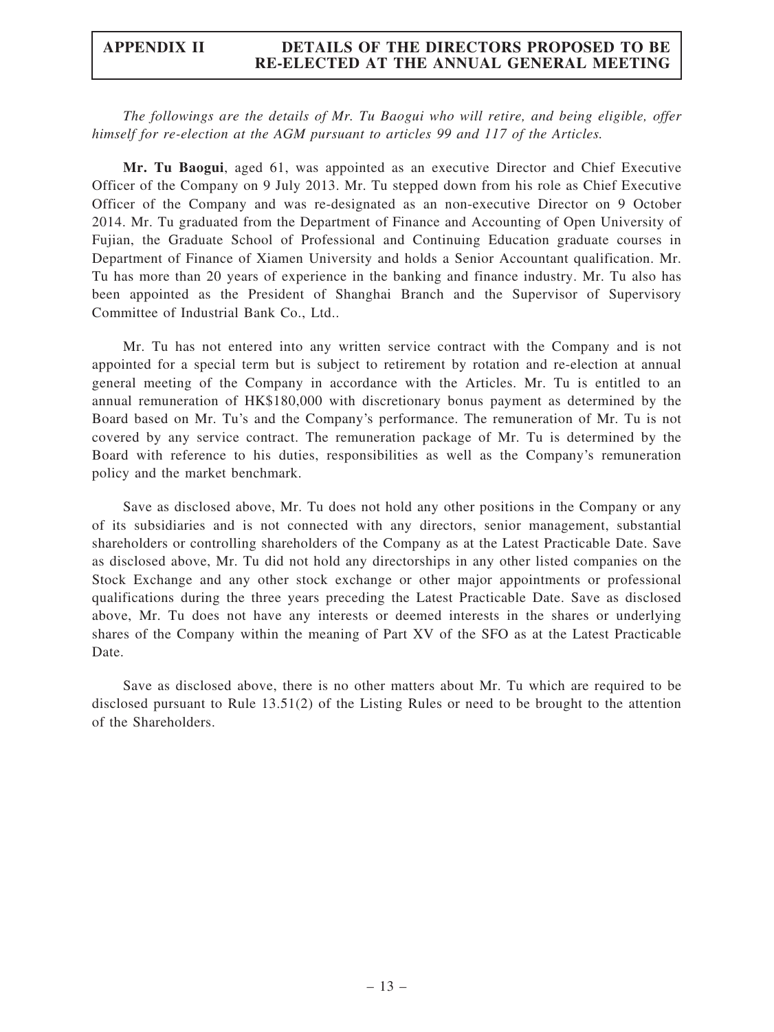*The followings are the details of Mr. Tu Baogui who will retire, and being eligible, offer himself for re-election at the AGM pursuant to articles 99 and 117 of the Articles.*

**Mr. Tu Baogui**, aged 61, was appointed as an executive Director and Chief Executive Officer of the Company on 9 July 2013. Mr. Tu stepped down from his role as Chief Executive Officer of the Company and was re-designated as an non-executive Director on 9 October 2014. Mr. Tu graduated from the Department of Finance and Accounting of Open University of Fujian, the Graduate School of Professional and Continuing Education graduate courses in Department of Finance of Xiamen University and holds a Senior Accountant qualification. Mr. Tu has more than 20 years of experience in the banking and finance industry. Mr. Tu also has been appointed as the President of Shanghai Branch and the Supervisor of Supervisory Committee of Industrial Bank Co., Ltd..

Mr. Tu has not entered into any written service contract with the Company and is not appointed for a special term but is subject to retirement by rotation and re-election at annual general meeting of the Company in accordance with the Articles. Mr. Tu is entitled to an annual remuneration of HK$180,000 with discretionary bonus payment as determined by the Board based on Mr. Tu's and the Company's performance. The remuneration of Mr. Tu is not covered by any service contract. The remuneration package of Mr. Tu is determined by the Board with reference to his duties, responsibilities as well as the Company's remuneration policy and the market benchmark.

Save as disclosed above, Mr. Tu does not hold any other positions in the Company or any of its subsidiaries and is not connected with any directors, senior management, substantial shareholders or controlling shareholders of the Company as at the Latest Practicable Date. Save as disclosed above, Mr. Tu did not hold any directorships in any other listed companies on the Stock Exchange and any other stock exchange or other major appointments or professional qualifications during the three years preceding the Latest Practicable Date. Save as disclosed above, Mr. Tu does not have any interests or deemed interests in the shares or underlying shares of the Company within the meaning of Part XV of the SFO as at the Latest Practicable Date.

Save as disclosed above, there is no other matters about Mr. Tu which are required to be disclosed pursuant to Rule 13.51(2) of the Listing Rules or need to be brought to the attention of the Shareholders.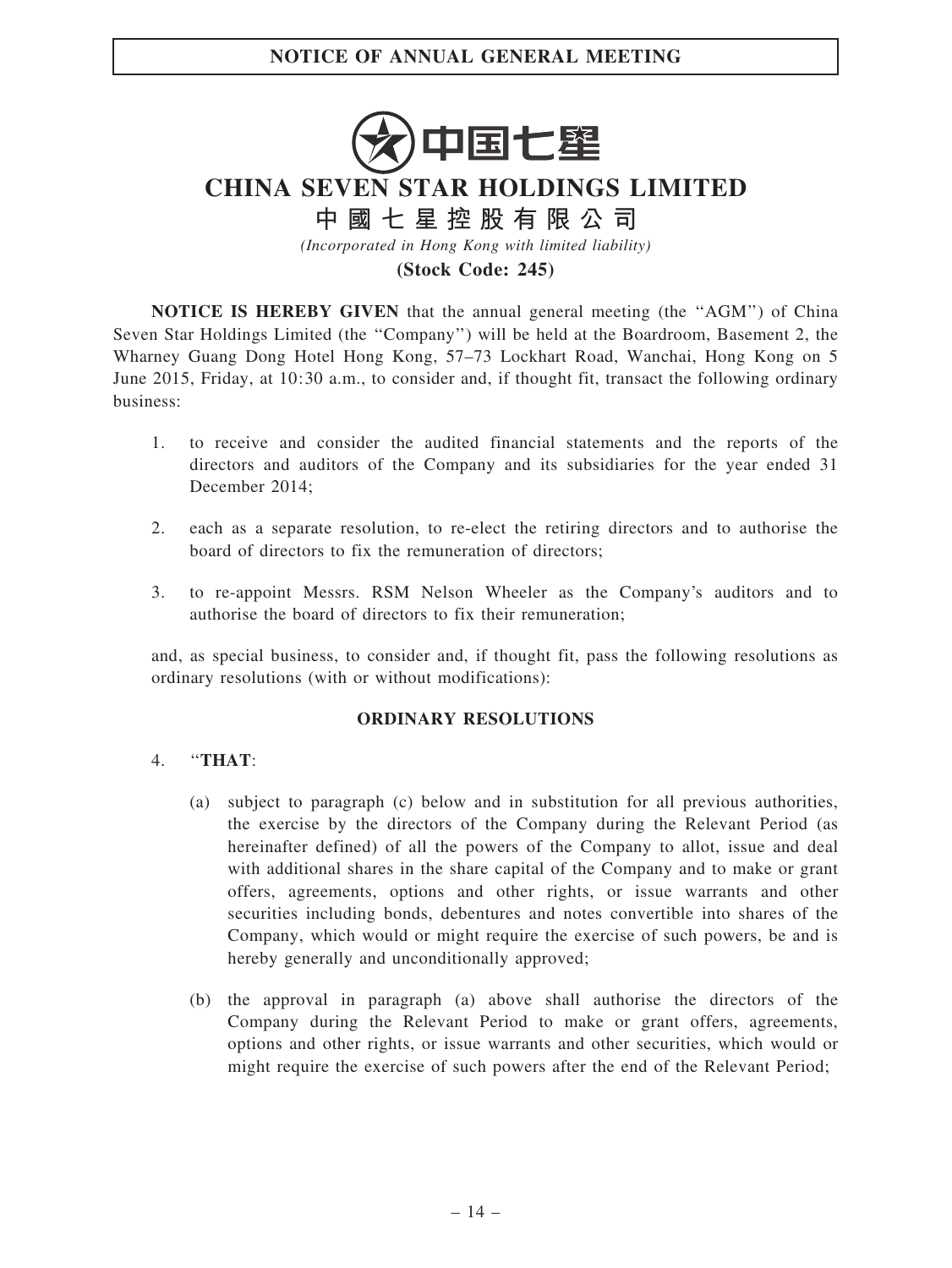# NOTICE OF ANNUAL GENERAL MEETING

中国七星

# CHINA SEVEN STAR HOLDINGS LIMITED

## 中 國 七 星 控 股 有 限 公 司

*(Incorporated in Hong Kong with limited liability)*

**(Stock Code: 245)**

**NOTICE IS HEREBY GIVEN** that the annual general meeting (the "AGM") of China Seven Star Holdings Limited (the "Company") will be held at the Boardroom, Basement 2, the Wharney Guang Dong Hotel Hong Kong, 57–73 Lockhart Road, Wanchai, Hong Kong on 5 June 2015, Friday, at 10:30 a.m., to consider and, if thought fit, transact the following ordinary business:

1. to receive and consider the audited financial statements and the reports of the directors and auditors of the Company and its subsidiaries for the year ended 31 December 2014;

2. each as a separate resolution, to re-elect the retiring directors and to authorise the board of directors to fix the remuneration of directors;

3. to re-appoint Messrs. RSM Nelson Wheeler as the Company's auditors and to authorise the board of directors to fix their remuneration;

and, as special business, to consider and, if thought fit, pass the following resolutions as ordinary resolutions (with or without modifications):

### ORDINARY RESOLUTIONS

4. "**THAT**:

   (a) subject to paragraph (c) below and in substitution for all previous authorities, the exercise by the directors of the Company during the Relevant Period (as hereinafter defined) of all the powers of the Company to allot, issue and deal with additional shares in the share capital of the Company and to make or grant offers, agreements, options and other rights, or issue warrants and other securities including bonds, debentures and notes convertible into shares of the Company, which would or might require the exercise of such powers, be and is hereby generally and unconditionally approved;

   (b) the approval in paragraph (a) above shall authorise the directors of the Company during the Relevant Period to make or grant offers, agreements, options and other rights, or issue warrants and other securities, which would or might require the exercise of such powers after the end of the Relevant Period;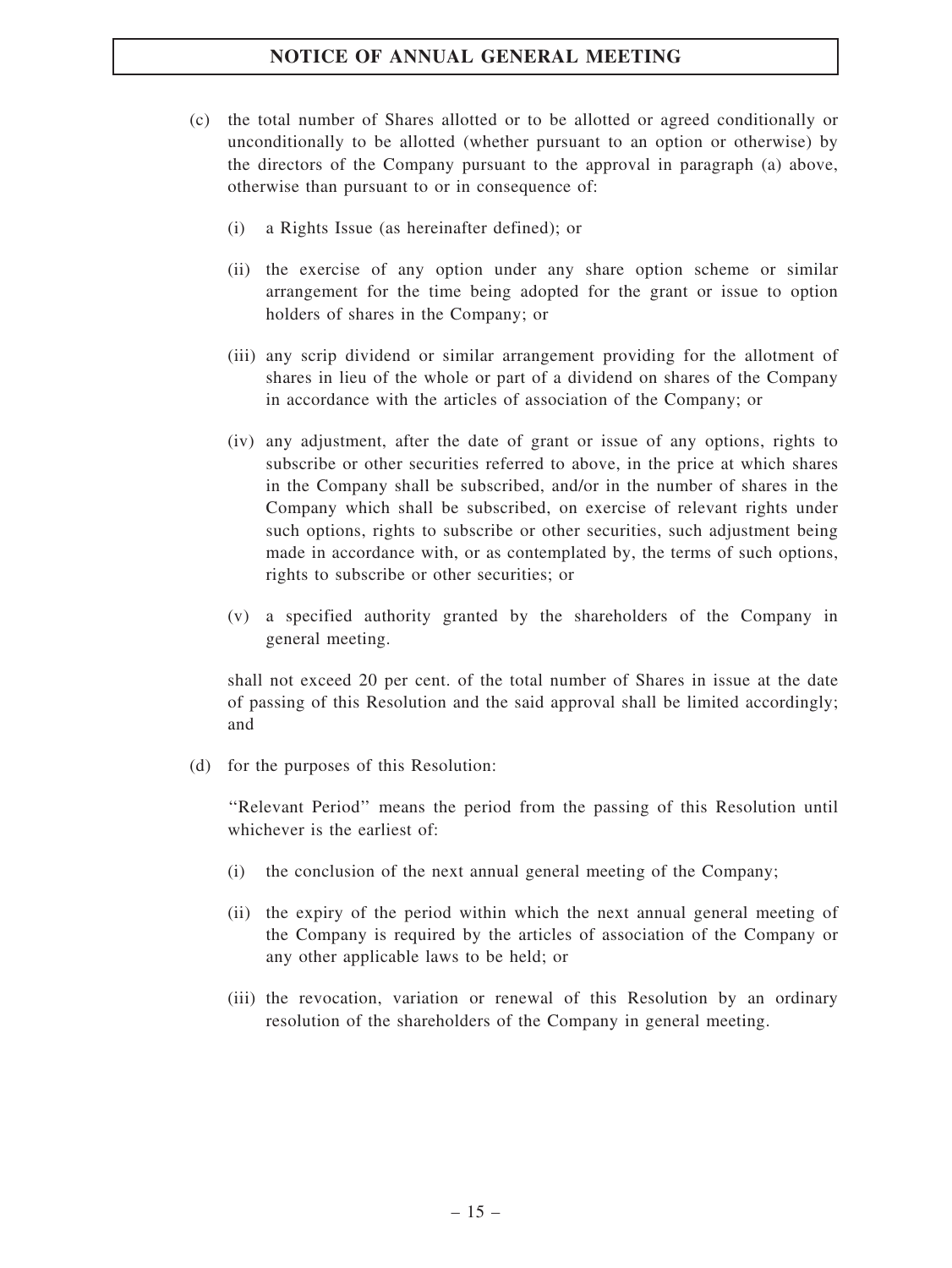(c) the total number of Shares allotted or to be allotted or agreed conditionally or unconditionally to be allotted (whether pursuant to an option or otherwise) by the directors of the Company pursuant to the approval in paragraph (a) above, otherwise than pursuant to or in consequence of:

   (i) a Rights Issue (as hereinafter defined); or

   (ii) the exercise of any option under any share option scheme or similar arrangement for the time being adopted for the grant or issue to option holders of shares in the Company; or

   (iii) any scrip dividend or similar arrangement providing for the allotment of shares in lieu of the whole or part of a dividend on shares of the Company in accordance with the articles of association of the Company; or

   (iv) any adjustment, after the date of grant or issue of any options, rights to subscribe or other securities referred to above, in the price at which shares in the Company shall be subscribed, and/or in the number of shares in the Company which shall be subscribed, on exercise of relevant rights under such options, rights to subscribe or other securities, such adjustment being made in accordance with, or as contemplated by, the terms of such options, rights to subscribe or other securities; or

   (v) a specified authority granted by the shareholders of the Company in general meeting.

   shall not exceed 20 per cent. of the total number of Shares in issue at the date of passing of this Resolution and the said approval shall be limited accordingly; and

(d) for the purposes of this Resolution:

   "Relevant Period" means the period from the passing of this Resolution until whichever is the earliest of:

   (i) the conclusion of the next annual general meeting of the Company;

   (ii) the expiry of the period within which the next annual general meeting of the Company is required by the articles of association of the Company or any other applicable laws to be held; or

   (iii) the revocation, variation or renewal of this Resolution by an ordinary resolution of the shareholders of the Company in general meeting.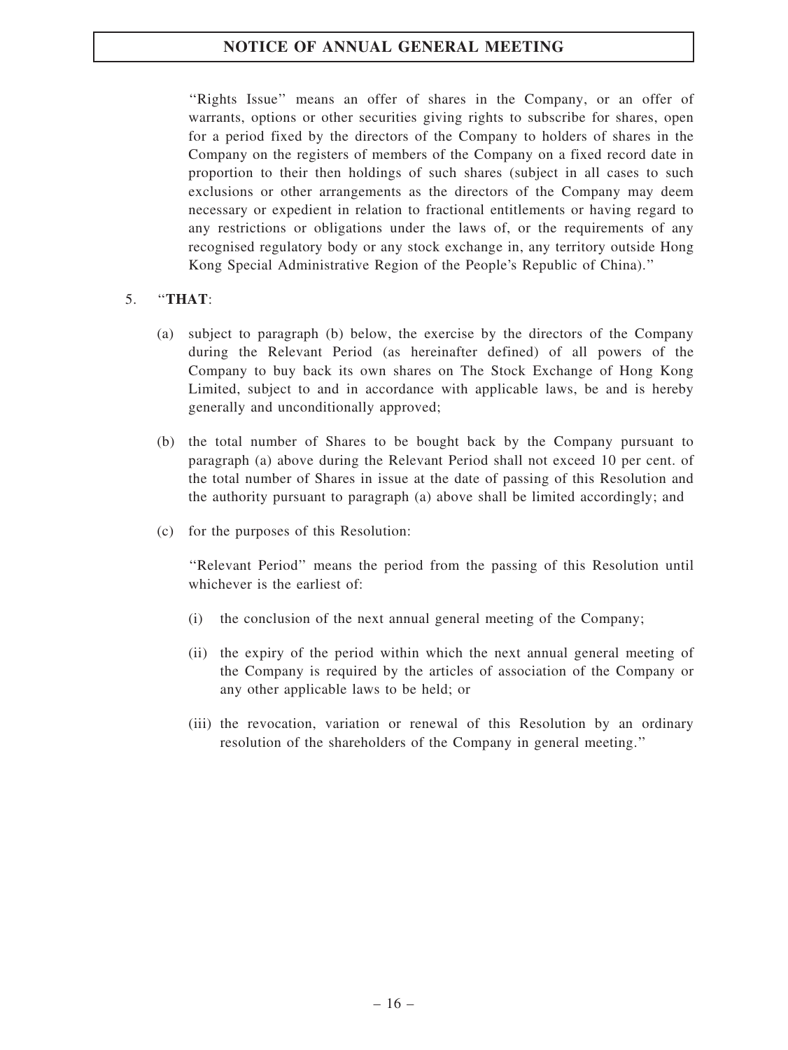"Rights Issue" means an offer of shares in the Company, or an offer of warrants, options or other securities giving rights to subscribe for shares, open for a period fixed by the directors of the Company to holders of shares in the Company on the registers of members of the Company on a fixed record date in proportion to their then holdings of such shares (subject in all cases to such exclusions or other arrangements as the directors of the Company may deem necessary or expedient in relation to fractional entitlements or having regard to any restrictions or obligations under the laws of, or the requirements of any recognised regulatory body or any stock exchange in, any territory outside Hong Kong Special Administrative Region of the People's Republic of China)."

5. "**THAT**:

   (a) subject to paragraph (b) below, the exercise by the directors of the Company during the Relevant Period (as hereinafter defined) of all powers of the Company to buy back its own shares on The Stock Exchange of Hong Kong Limited, subject to and in accordance with applicable laws, be and is hereby generally and unconditionally approved;

   (b) the total number of Shares to be bought back by the Company pursuant to paragraph (a) above during the Relevant Period shall not exceed 10 per cent. of the total number of Shares in issue at the date of passing of this Resolution and the authority pursuant to paragraph (a) above shall be limited accordingly; and

   (c) for the purposes of this Resolution:

   "Relevant Period" means the period from the passing of this Resolution until whichever is the earliest of:

   (i) the conclusion of the next annual general meeting of the Company;

   (ii) the expiry of the period within which the next annual general meeting of the Company is required by the articles of association of the Company or any other applicable laws to be held; or

   (iii) the revocation, variation or renewal of this Resolution by an ordinary resolution of the shareholders of the Company in general meeting."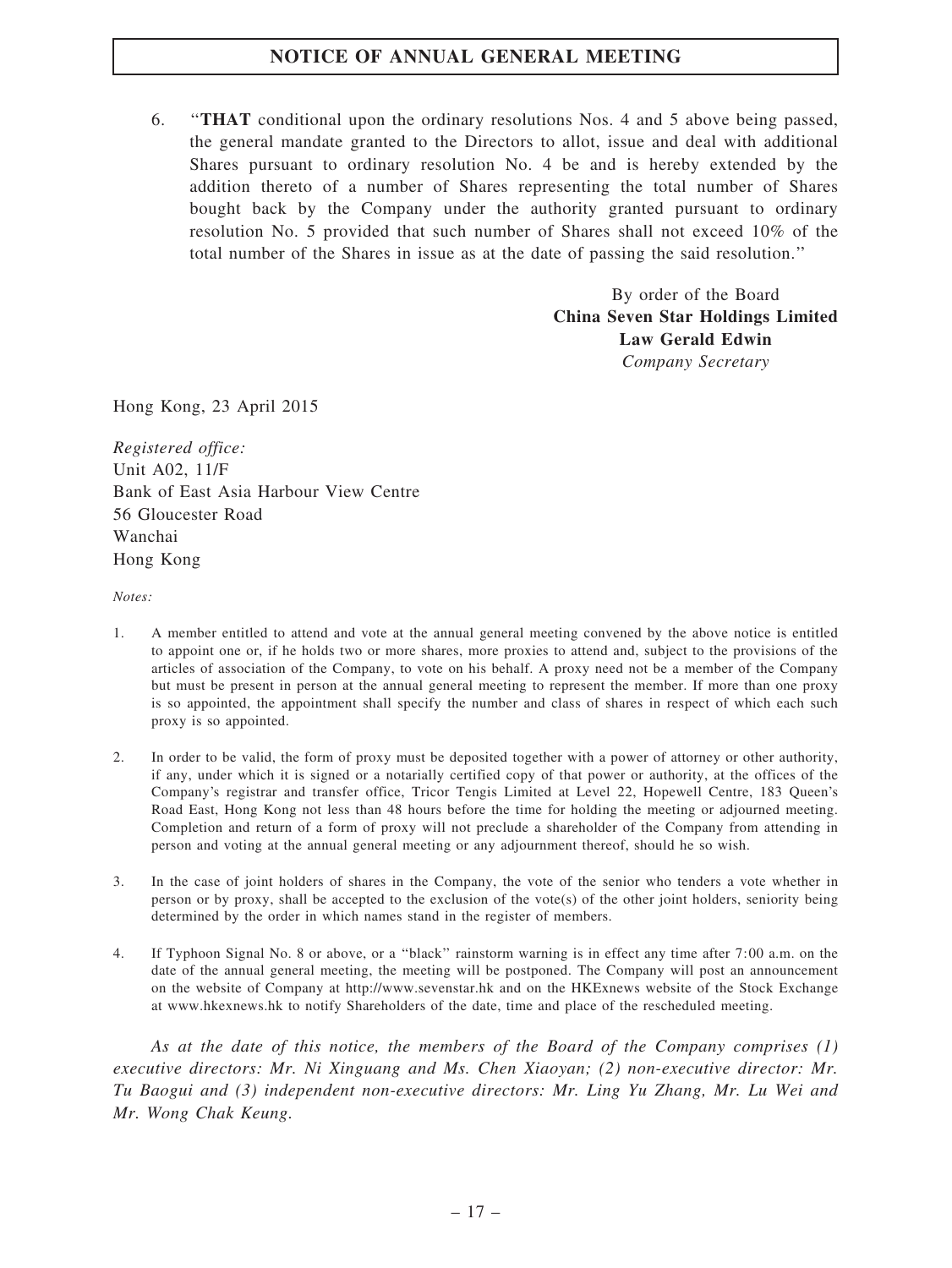6. "**THAT** conditional upon the ordinary resolutions Nos. 4 and 5 above being passed, the general mandate granted to the Directors to allot, issue and deal with additional Shares pursuant to ordinary resolution No. 4 be and is hereby extended by the addition thereto of a number of Shares representing the total number of Shares bought back by the Company under the authority granted pursuant to ordinary resolution No. 5 provided that such number of Shares shall not exceed 10% of the total number of the Shares in issue as at the date of passing the said resolution."

By order of the Board
**China Seven Star Holdings Limited**
**Law Gerald Edwin**
*Company Secretary*

Hong Kong, 23 April 2015

*Registered office:*
Unit A02, 11/F
Bank of East Asia Harbour View Centre
56 Gloucester Road
Wanchai
Hong Kong

*Notes:*

1. A member entitled to attend and vote at the annual general meeting convened by the above notice is entitled to appoint one or, if he holds two or more shares, more proxies to attend and, subject to the provisions of the articles of association of the Company, to vote on his behalf. A proxy need not be a member of the Company but must be present in person at the annual general meeting to represent the member. If more than one proxy is so appointed, the appointment shall specify the number and class of shares in respect of which each such proxy is so appointed.

2. In order to be valid, the form of proxy must be deposited together with a power of attorney or other authority, if any, under which it is signed or a notarially certified copy of that power or authority, at the offices of the Company's registrar and transfer office, Tricor Tengis Limited at Level 22, Hopewell Centre, 183 Queen's Road East, Hong Kong not less than 48 hours before the time for holding the meeting or adjourned meeting. Completion and return of a form of proxy will not preclude a shareholder of the Company from attending in person and voting at the annual general meeting or any adjournment thereof, should he so wish.

3. In the case of joint holders of shares in the Company, the vote of the senior who tenders a vote whether in person or by proxy, shall be accepted to the exclusion of the vote(s) of the other joint holders, seniority being determined by the order in which names stand in the register of members.

4. If Typhoon Signal No. 8 or above, or a "black" rainstorm warning is in effect any time after 7:00 a.m. on the date of the annual general meeting, the meeting will be postponed. The Company will post an announcement on the website of Company at http://www.sevenstar.hk and on the HKExnews website of the Stock Exchange at www.hkexnews.hk to notify Shareholders of the date, time and place of the rescheduled meeting.

*As at the date of this notice, the members of the Board of the Company comprises (1) executive directors: Mr. Ni Xinguang and Ms. Chen Xiaoyan; (2) non-executive director: Mr. Tu Baogui and (3) independent non-executive directors: Mr. Ling Yu Zhang, Mr. Lu Wei and Mr. Wong Chak Keung.*